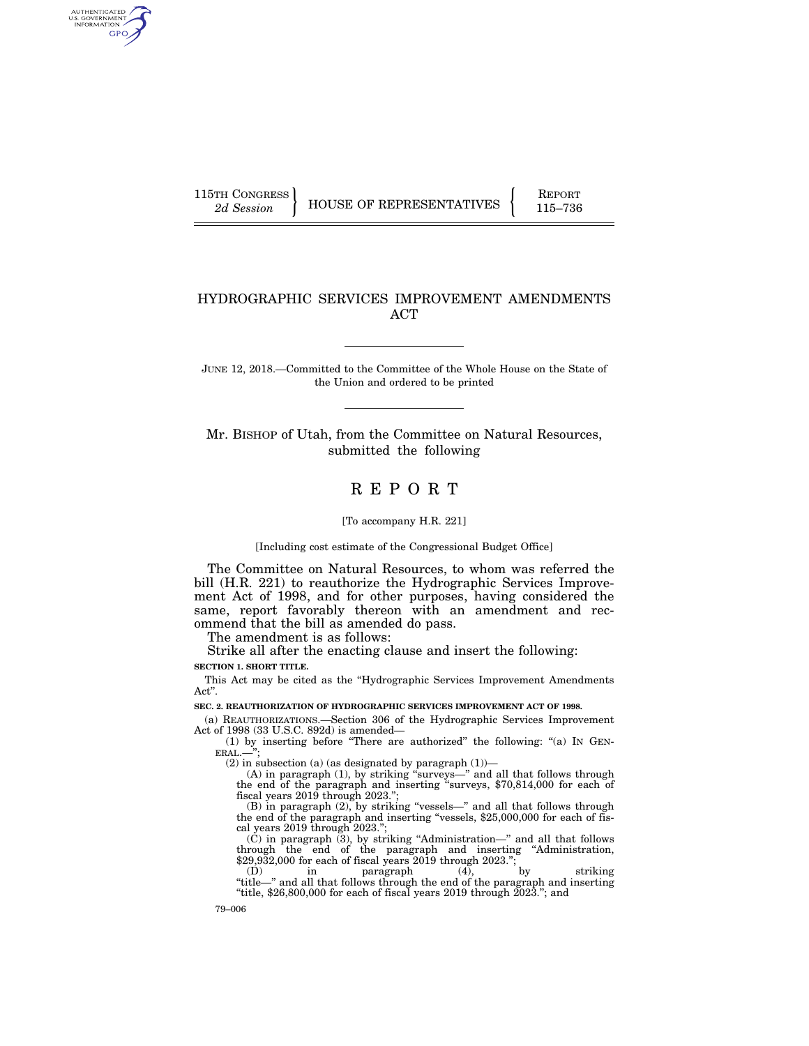115TH CONGRESS 2d Session | HOUSE OF REPRESENTATIVES | REPORT 115–736

# HYDROGRAPHIC SERVICES IMPROVEMENT AMENDMENTS ACT

JUNE 12, 2018.—Committed to the Committee of the Whole House on the State of the Union and ordered to be printed

Mr. BISHOP of Utah, from the Committee on Natural Resources, submitted the following

# REPORT

[To accompany H.R. 221]

[Including cost estimate of the Congressional Budget Office]

The Committee on Natural Resources, to whom was referred the bill (H.R. 221) to reauthorize the Hydrographic Services Improvement Act of 1998, and for other purposes, having considered the same, report favorably thereon with an amendment and recommend that the bill as amended do pass.

The amendment is as follows:

Strike all after the enacting clause and insert the following:

**SECTION 1. SHORT TITLE.**

This Act may be cited as the "Hydrographic Services Improvement Amendments Act".

**SEC. 2. REAUTHORIZATION OF HYDROGRAPHIC SERVICES IMPROVEMENT ACT OF 1998.**

(a) REAUTHORIZATIONS.—Section 306 of the Hydrographic Services Improvement Act of 1998 (33 U.S.C. 892d) is amended—

(1) by inserting before "There are authorized" the following: "(a) IN GENERAL.—";

(2) in subsection (a) (as designated by paragraph (1))—

(A) in paragraph (1), by striking "surveys—" and all that follows through the end of the paragraph and inserting "surveys, $70,814,000 for each of fiscal years 2019 through 2023.";

(B) in paragraph (2), by striking "vessels—" and all that follows through the end of the paragraph and inserting "vessels, $25,000,000 for each of fiscal years 2019 through 2023.";

(C) in paragraph (3), by striking "Administration—" and all that follows through the end of the paragraph and inserting "Administration, $29,932,000 for each of fiscal years 2019 through 2023.";

(D) in paragraph (4), by striking "title—" and all that follows through the end of the paragraph and inserting "title, $26,800,000 for each of fiscal years 2019 through 2023."; and

79–006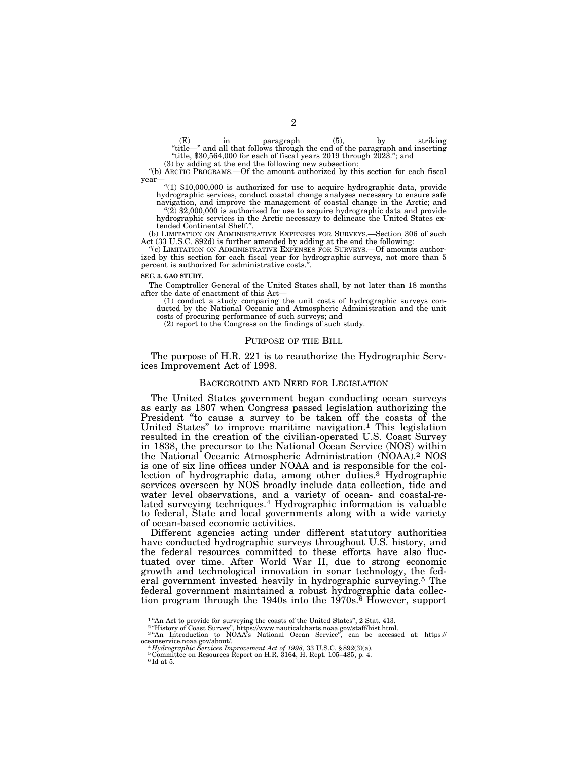(E) in paragraph (5), by striking "title—" and all that follows through the end of the paragraph and inserting "title, $30,564,000 for each of fiscal years 2019 through 2023."; and

(3) by adding at the end the following new subsection:

"(b) ARCTIC PROGRAMS.—Of the amount authorized by this section for each fiscal year—

"(1) $10,000,000 is authorized for use to acquire hydrographic data, provide hydrographic services, conduct coastal change analyses necessary to ensure safe navigation, and improve the management of coastal change in the Arctic; and

"(2) $2,000,000 is authorized for use to acquire hydrographic data and provide hydrographic services in the Arctic necessary to delineate the United States extended Continental Shelf.".

(b) LIMITATION ON ADMINISTRATIVE EXPENSES FOR SURVEYS.—Section 306 of such Act (33 U.S.C. 892d) is further amended by adding at the end the following:

"(c) LIMITATION ON ADMINISTRATIVE EXPENSES FOR SURVEYS.—Of amounts authorized by this section for each fiscal year for hydrographic surveys, not more than 5 percent is authorized for administrative costs.".

**SEC. 3. GAO STUDY.**

The Comptroller General of the United States shall, by not later than 18 months after the date of enactment of this Act—

(1) conduct a study comparing the unit costs of hydrographic surveys conducted by the National Oceanic and Atmospheric Administration and the unit costs of procuring performance of such surveys; and

(2) report to the Congress on the findings of such study.

## PURPOSE OF THE BILL

The purpose of H.R. 221 is to reauthorize the Hydrographic Services Improvement Act of 1998.

## BACKGROUND AND NEED FOR LEGISLATION

The United States government began conducting ocean surveys as early as 1807 when Congress passed legislation authorizing the President "to cause a survey to be taken off the coasts of the United States" to improve maritime navigation.[1] This legislation resulted in the creation of the civilian-operated U.S. Coast Survey in 1838, the precursor to the National Ocean Service (NOS) within the National Oceanic Atmospheric Administration (NOAA).[2] NOS is one of six line offices under NOAA and is responsible for the collection of hydrographic data, among other duties.[3] Hydrographic services overseen by NOS broadly include data collection, tide and water level observations, and a variety of ocean- and coastal-related surveying techniques.[4] Hydrographic information is valuable to federal, State and local governments along with a wide variety of ocean-based economic activities.

Different agencies acting under different statutory authorities have conducted hydrographic surveys throughout U.S. history, and the federal resources committed to these efforts have also fluctuated over time. After World War II, due to strong economic growth and technological innovation in sonar technology, the federal government invested heavily in hydrographic surveying.[5] The federal government maintained a robust hydrographic data collection program through the 1940s into the 1970s.[6] However, support

---

[1] "An Act to provide for surveying the coasts of the United States", 2 Stat. 413.

[2] "History of Coast Survey", https://www.nauticalcharts.noaa.gov/staff/hist.html.

[3] "An Introduction to NOAA's National Ocean Service", can be accessed at: https://oceanservice.noaa.gov/about/.

[4] *Hydrographic Services Improvement Act of 1998*, 33 U.S.C. §892(3)(a).

[5] Committee on Resources Report on H.R. 3164, H. Rept. 105–485, p. 4.

[6] Id at 5.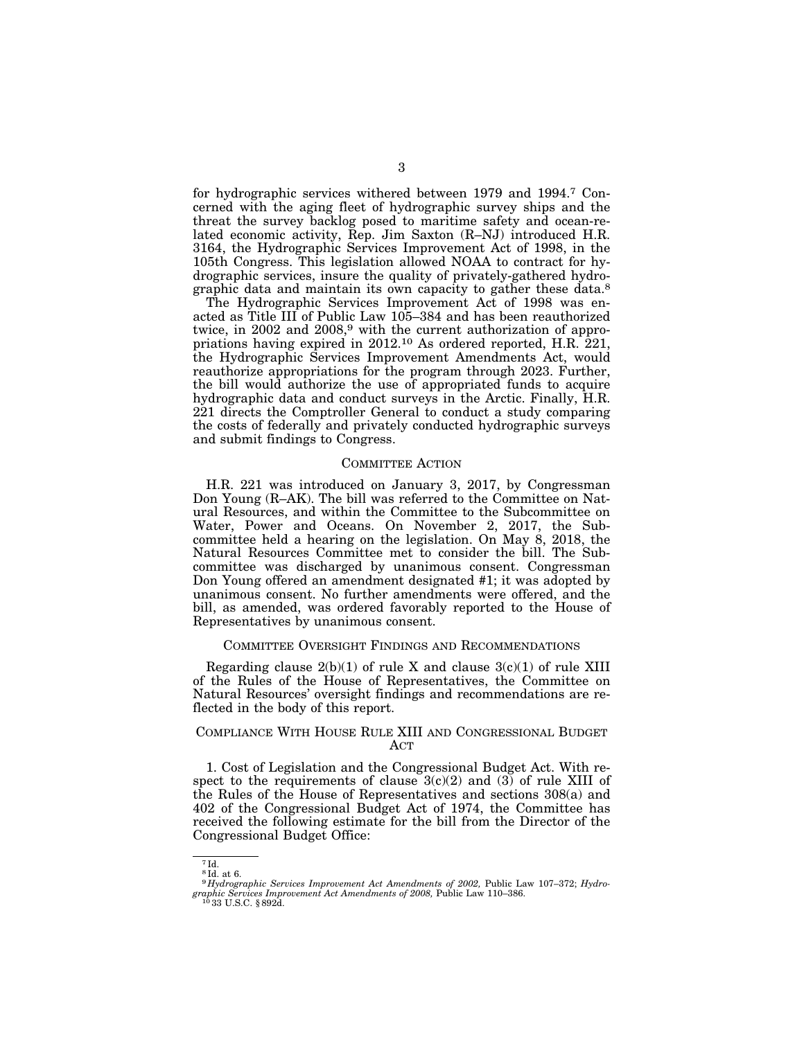for hydrographic services withered between 1979 and 1994.[7] Concerned with the aging fleet of hydrographic survey ships and the threat the survey backlog posed to maritime safety and ocean-related economic activity, Rep. Jim Saxton (R–NJ) introduced H.R. 3164, the Hydrographic Services Improvement Act of 1998, in the 105th Congress. This legislation allowed NOAA to contract for hydrographic services, insure the quality of privately-gathered hydrographic data and maintain its own capacity to gather these data.[8]

The Hydrographic Services Improvement Act of 1998 was enacted as Title III of Public Law 105–384 and has been reauthorized twice, in 2002 and 2008,[9] with the current authorization of appropriations having expired in 2012.[10] As ordered reported, H.R. 221, the Hydrographic Services Improvement Amendments Act, would reauthorize appropriations for the program through 2023. Further, the bill would authorize the use of appropriated funds to acquire hydrographic data and conduct surveys in the Arctic. Finally, H.R. 221 directs the Comptroller General to conduct a study comparing the costs of federally and privately conducted hydrographic surveys and submit findings to Congress.

## COMMITTEE ACTION

H.R. 221 was introduced on January 3, 2017, by Congressman Don Young (R–AK). The bill was referred to the Committee on Natural Resources, and within the Committee to the Subcommittee on Water, Power and Oceans. On November 2, 2017, the Subcommittee held a hearing on the legislation. On May 8, 2018, the Natural Resources Committee met to consider the bill. The Subcommittee was discharged by unanimous consent. Congressman Don Young offered an amendment designated #1; it was adopted by unanimous consent. No further amendments were offered, and the bill, as amended, was ordered favorably reported to the House of Representatives by unanimous consent.

## COMMITTEE OVERSIGHT FINDINGS AND RECOMMENDATIONS

Regarding clause 2(b)(1) of rule X and clause 3(c)(1) of rule XIII of the Rules of the House of Representatives, the Committee on Natural Resources' oversight findings and recommendations are reflected in the body of this report.

## COMPLIANCE WITH HOUSE RULE XIII AND CONGRESSIONAL BUDGET ACT

1. Cost of Legislation and the Congressional Budget Act. With respect to the requirements of clause 3(c)(2) and (3) of rule XIII of the Rules of the House of Representatives and sections 308(a) and 402 of the Congressional Budget Act of 1974, the Committee has received the following estimate for the bill from the Director of the Congressional Budget Office:

---

[7] Id.

[8] Id. at 6.

[9] *Hydrographic Services Improvement Act Amendments of 2002,* Public Law 107–372; *Hydrographic Services Improvement Act Amendments of 2008,* Public Law 110–386.

[10] 33 U.S.C. § 892d.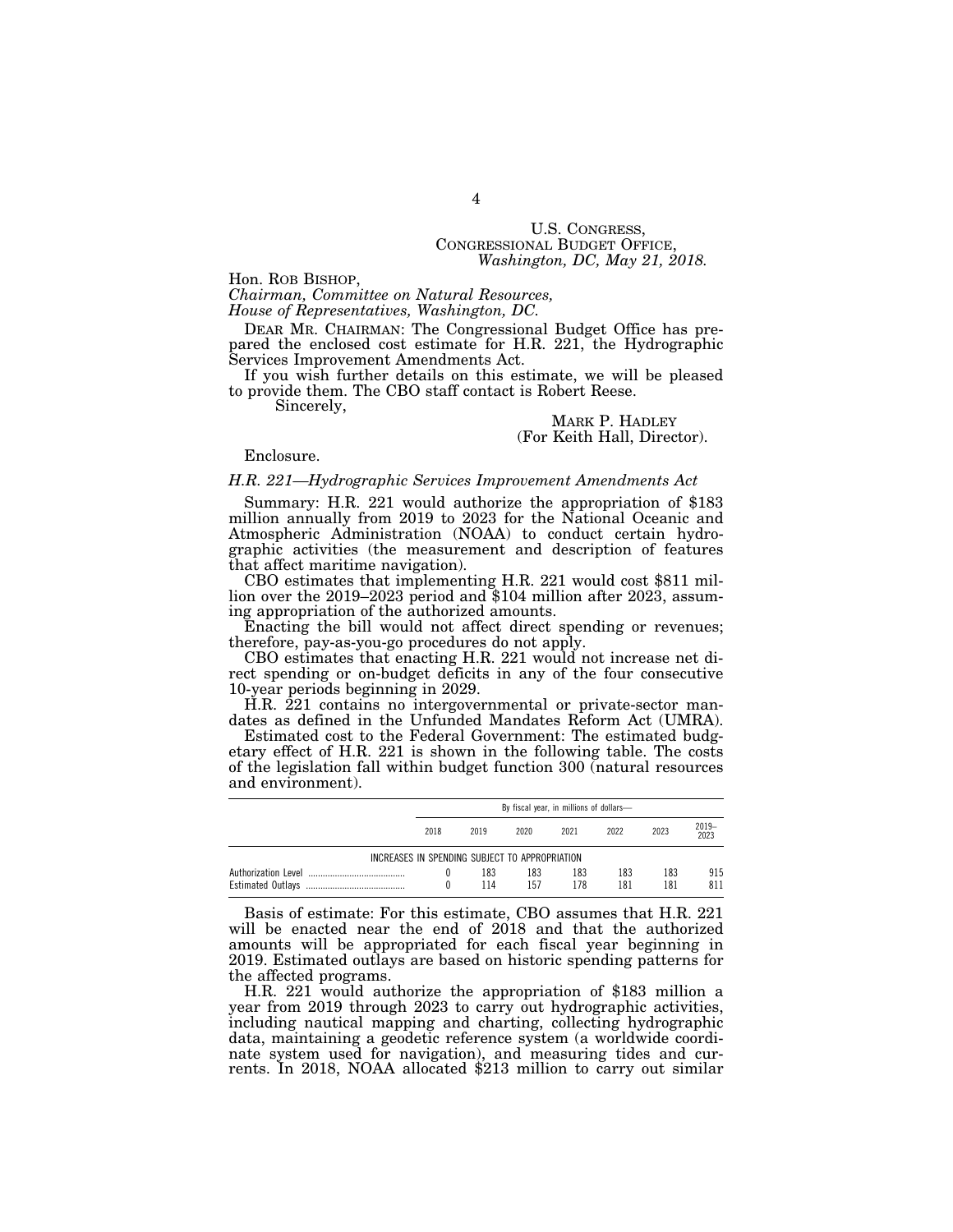U.S. CONGRESS,
CONGRESSIONAL BUDGET OFFICE,
*Washington, DC, May 21, 2018.*

Hon. ROB BISHOP,
*Chairman, Committee on Natural Resources,*
*House of Representatives, Washington, DC.*

DEAR MR. CHAIRMAN: The Congressional Budget Office has prepared the enclosed cost estimate for H.R. 221, the Hydrographic Services Improvement Amendments Act.

If you wish further details on this estimate, we will be pleased to provide them. The CBO staff contact is Robert Reese.

Sincerely,

MARK P. HADLEY
(For Keith Hall, Director).

Enclosure.

*H.R. 221—Hydrographic Services Improvement Amendments Act*

Summary: H.R. 221 would authorize the appropriation of $183 million annually from 2019 to 2023 for the National Oceanic and Atmospheric Administration (NOAA) to conduct certain hydrographic activities (the measurement and description of features that affect maritime navigation).

CBO estimates that implementing H.R. 221 would cost $811 million over the 2019–2023 period and $104 million after 2023, assuming appropriation of the authorized amounts.

Enacting the bill would not affect direct spending or revenues; therefore, pay-as-you-go procedures do not apply.

CBO estimates that enacting H.R. 221 would not increase net direct spending or on-budget deficits in any of the four consecutive 10-year periods beginning in 2029.

H.R. 221 contains no intergovernmental or private-sector mandates as defined in the Unfunded Mandates Reform Act (UMRA).

Estimated cost to the Federal Government: The estimated budgetary effect of H.R. 221 is shown in the following table. The costs of the legislation fall within budget function 300 (natural resources and environment).

| | By fiscal year, in millions of dollars— | | | | | | |
|---|---|---|---|---|---|---|---|
| | 2018 | 2019 | 2020 | 2021 | 2022 | 2023 | 2019–2023 |
| INCREASES IN SPENDING SUBJECT TO APPROPRIATION | | | | | | | |
| Authorization Level | 0 | 183 | 183 | 183 | 183 | 183 | 915 |
| Estimated Outlays | 0 | 114 | 157 | 178 | 181 | 181 | 811 |

Basis of estimate: For this estimate, CBO assumes that H.R. 221 will be enacted near the end of 2018 and that the authorized amounts will be appropriated for each fiscal year beginning in 2019. Estimated outlays are based on historic spending patterns for the affected programs.

H.R. 221 would authorize the appropriation of $183 million a year from 2019 through 2023 to carry out hydrographic activities, including nautical mapping and charting, collecting hydrographic data, maintaining a geodetic reference system (a worldwide coordinate system used for navigation), and measuring tides and currents. In 2018, NOAA allocated $213 million to carry out similar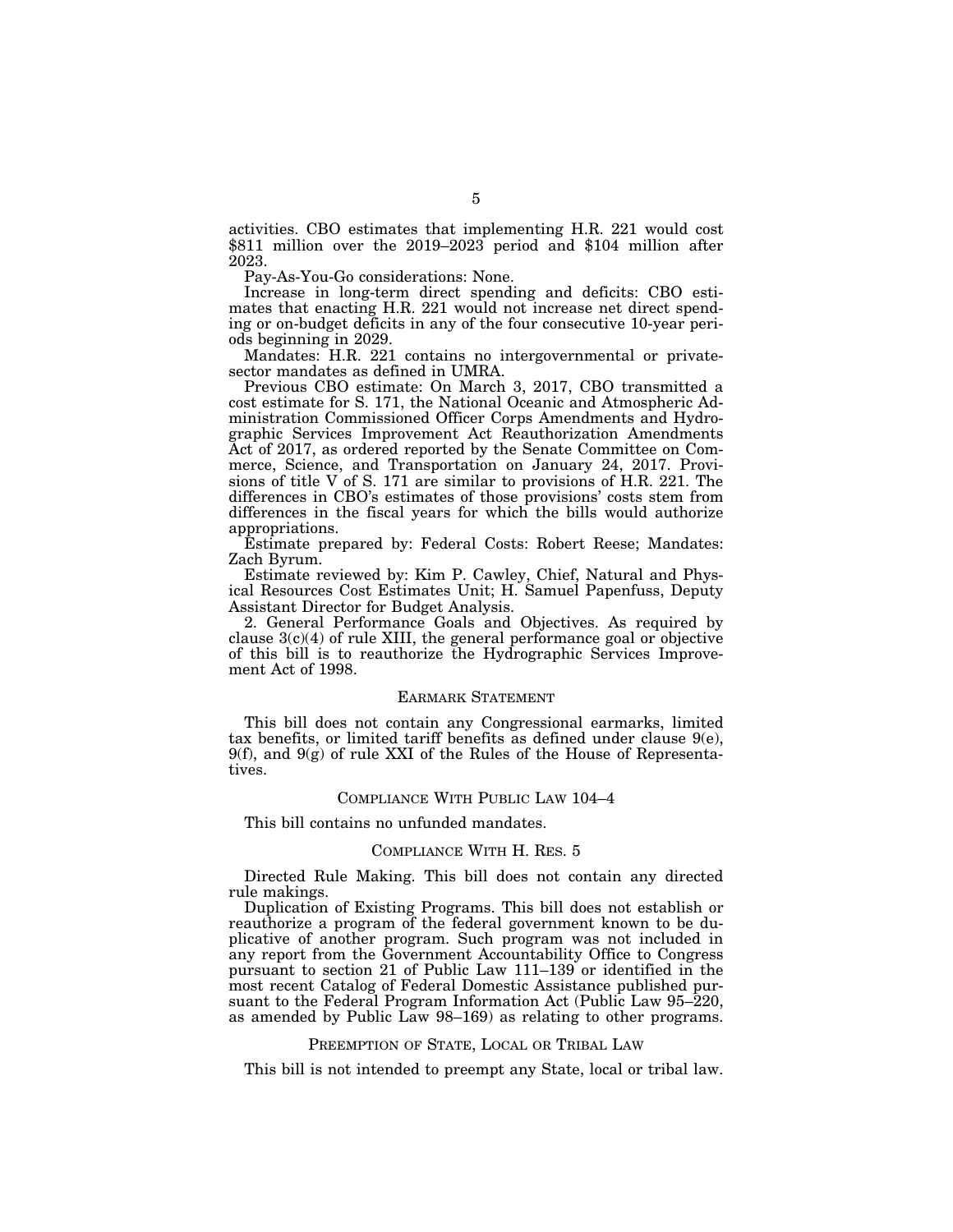activities. CBO estimates that implementing H.R. 221 would cost $811 million over the 2019–2023 period and $104 million after 2023.

Pay-As-You-Go considerations: None.

Increase in long-term direct spending and deficits: CBO estimates that enacting H.R. 221 would not increase net direct spending or on-budget deficits in any of the four consecutive 10-year periods beginning in 2029.

Mandates: H.R. 221 contains no intergovernmental or private-sector mandates as defined in UMRA.

Previous CBO estimate: On March 3, 2017, CBO transmitted a cost estimate for S. 171, the National Oceanic and Atmospheric Administration Commissioned Officer Corps Amendments and Hydrographic Services Improvement Act Reauthorization Amendments Act of 2017, as ordered reported by the Senate Committee on Commerce, Science, and Transportation on January 24, 2017. Provisions of title V of S. 171 are similar to provisions of H.R. 221. The differences in CBO's estimates of those provisions' costs stem from differences in the fiscal years for which the bills would authorize appropriations.

Estimate prepared by: Federal Costs: Robert Reese; Mandates: Zach Byrum.

Estimate reviewed by: Kim P. Cawley, Chief, Natural and Physical Resources Cost Estimates Unit; H. Samuel Papenfuss, Deputy Assistant Director for Budget Analysis.

2. General Performance Goals and Objectives. As required by clause 3(c)(4) of rule XIII, the general performance goal or objective of this bill is to reauthorize the Hydrographic Services Improvement Act of 1998.

## EARMARK STATEMENT

This bill does not contain any Congressional earmarks, limited tax benefits, or limited tariff benefits as defined under clause 9(e), 9(f), and 9(g) of rule XXI of the Rules of the House of Representatives.

## COMPLIANCE WITH PUBLIC LAW 104–4

This bill contains no unfunded mandates.

## COMPLIANCE WITH H. RES. 5

Directed Rule Making. This bill does not contain any directed rule makings.

Duplication of Existing Programs. This bill does not establish or reauthorize a program of the federal government known to be duplicative of another program. Such program was not included in any report from the Government Accountability Office to Congress pursuant to section 21 of Public Law 111–139 or identified in the most recent Catalog of Federal Domestic Assistance published pursuant to the Federal Program Information Act (Public Law 95–220, as amended by Public Law 98–169) as relating to other programs.

## PREEMPTION OF STATE, LOCAL OR TRIBAL LAW

This bill is not intended to preempt any State, local or tribal law.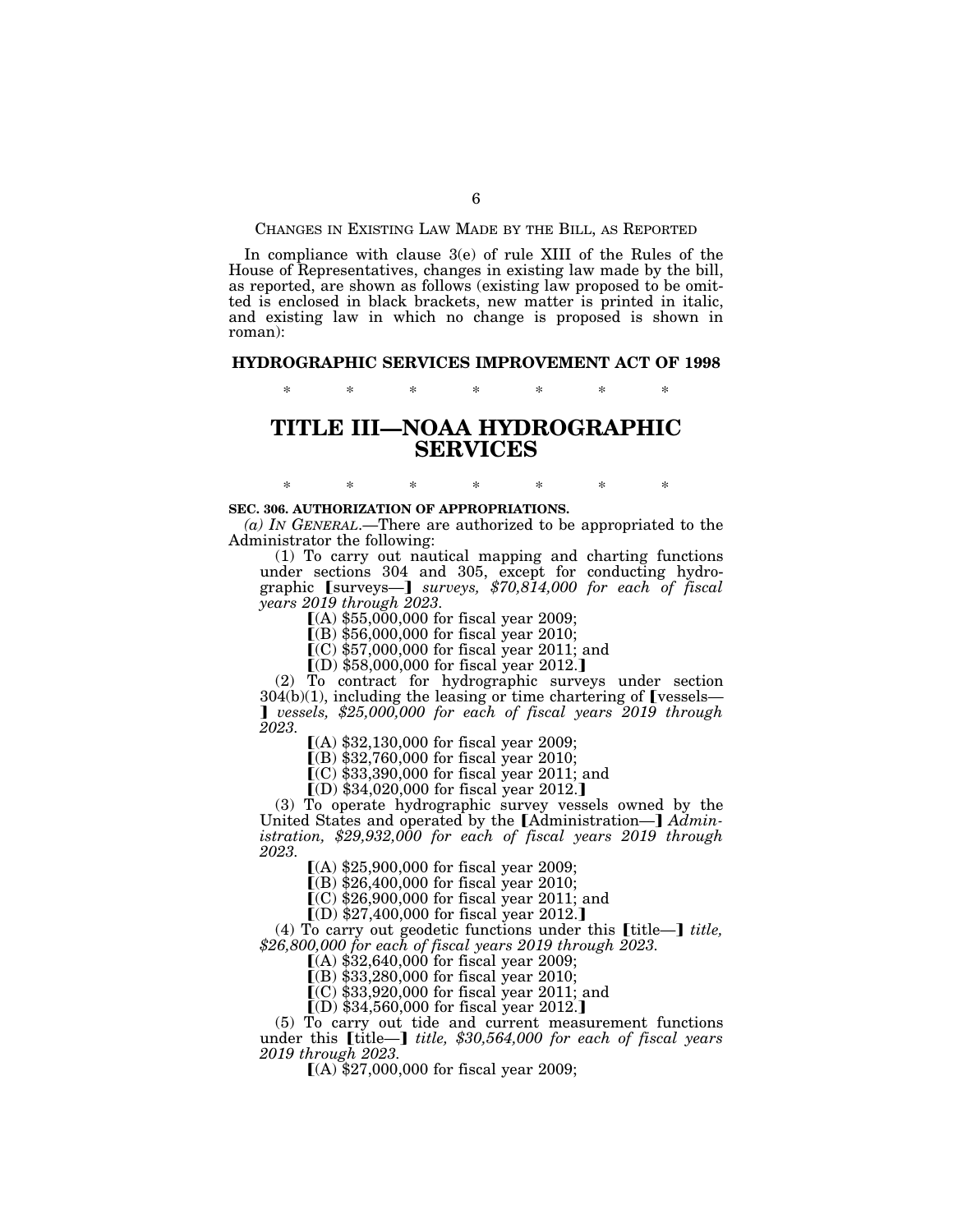CHANGES IN EXISTING LAW MADE BY THE BILL, AS REPORTED

In compliance with clause 3(e) of rule XIII of the Rules of the House of Representatives, changes in existing law made by the bill, as reported, are shown as follows (existing law proposed to be omitted is enclosed in black brackets, new matter is printed in italic, and existing law in which no change is proposed is shown in roman):

## HYDROGRAPHIC SERVICES IMPROVEMENT ACT OF 1998

\* \* \* \* \* \* \*

# TITLE III—NOAA HYDROGRAPHIC SERVICES

\* \* \* \* \* \* \*

**SEC. 306. AUTHORIZATION OF APPROPRIATIONS.**

*(a) IN GENERAL.*—There are authorized to be appropriated to the Administrator the following:

(1) To carry out nautical mapping and charting functions under sections 304 and 305, except for conducting hydrographic ⟦surveys—⟧ *surveys, $70,814,000 for each of fiscal years 2019 through 2023.*

⟦(A) $55,000,000 for fiscal year 2009;

⟦(B) $56,000,000 for fiscal year 2010;

⟦(C) $57,000,000 for fiscal year 2011; and

⟦(D) $58,000,000 for fiscal year 2012.⟧

(2) To contract for hydrographic surveys under section 304(b)(1), including the leasing or time chartering of ⟦vessels—⟧ *vessels, $25,000,000 for each of fiscal years 2019 through 2023.*

⟦(A) $32,130,000 for fiscal year 2009;

⟦(B) $32,760,000 for fiscal year 2010;

⟦(C) $33,390,000 for fiscal year 2011; and

⟦(D) $34,020,000 for fiscal year 2012.⟧

(3) To operate hydrographic survey vessels owned by the United States and operated by the ⟦Administration—⟧ *Administration, $29,932,000 for each of fiscal years 2019 through 2023.*

⟦(A) $25,900,000 for fiscal year 2009;

⟦(B) $26,400,000 for fiscal year 2010;

⟦(C) $26,900,000 for fiscal year 2011; and

⟦(D) $27,400,000 for fiscal year 2012.⟧

(4) To carry out geodetic functions under this ⟦title—⟧ *title, $26,800,000 for each of fiscal years 2019 through 2023.*

⟦(A) $32,640,000 for fiscal year 2009;

⟦(B) $33,280,000 for fiscal year 2010;

⟦(C) $33,920,000 for fiscal year 2011; and

⟦(D) $34,560,000 for fiscal year 2012.⟧

(5) To carry out tide and current measurement functions under this ⟦title—⟧ *title, $30,564,000 for each of fiscal years 2019 through 2023.*

⟦(A) $27,000,000 for fiscal year 2009;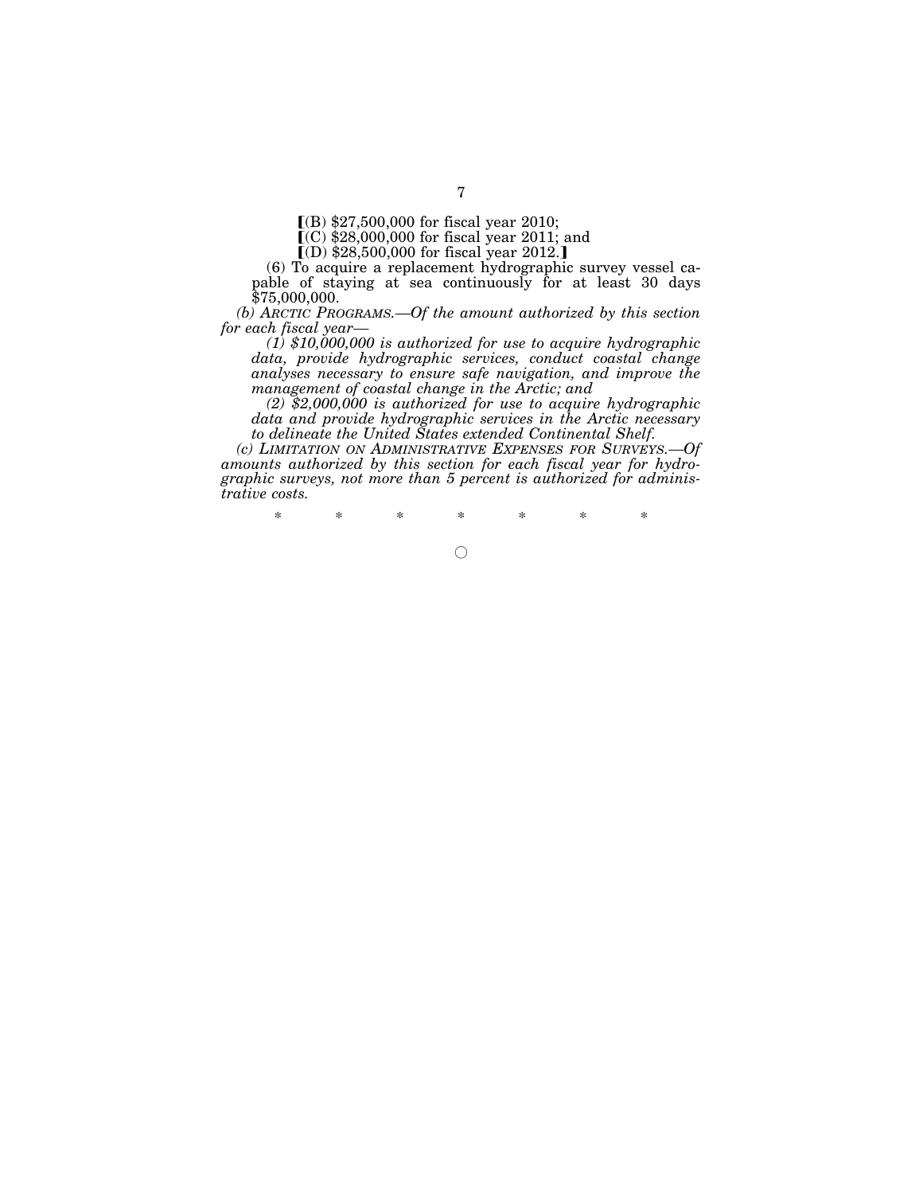[(B) $27,500,000 for fiscal year 2010;

[(C) $28,000,000 for fiscal year 2011; and

[(D) $28,500,000 for fiscal year 2012.]

(6) To acquire a replacement hydrographic survey vessel capable of staying at sea continuously for at least 30 days $75,000,000.

*(b) ARCTIC PROGRAMS.—Of the amount authorized by this section for each fiscal year—*

*(1) $10,000,000 is authorized for use to acquire hydrographic data, provide hydrographic services, conduct coastal change analyses necessary to ensure safe navigation, and improve the management of coastal change in the Arctic; and*

*(2) $2,000,000 is authorized for use to acquire hydrographic data and provide hydrographic services in the Arctic necessary to delineate the United States extended Continental Shelf.*

*(c) LIMITATION ON ADMINISTRATIVE EXPENSES FOR SURVEYS.—Of amounts authorized by this section for each fiscal year for hydrographic surveys, not more than 5 percent is authorized for administrative costs.*

\* \* \* \* \* \* \*